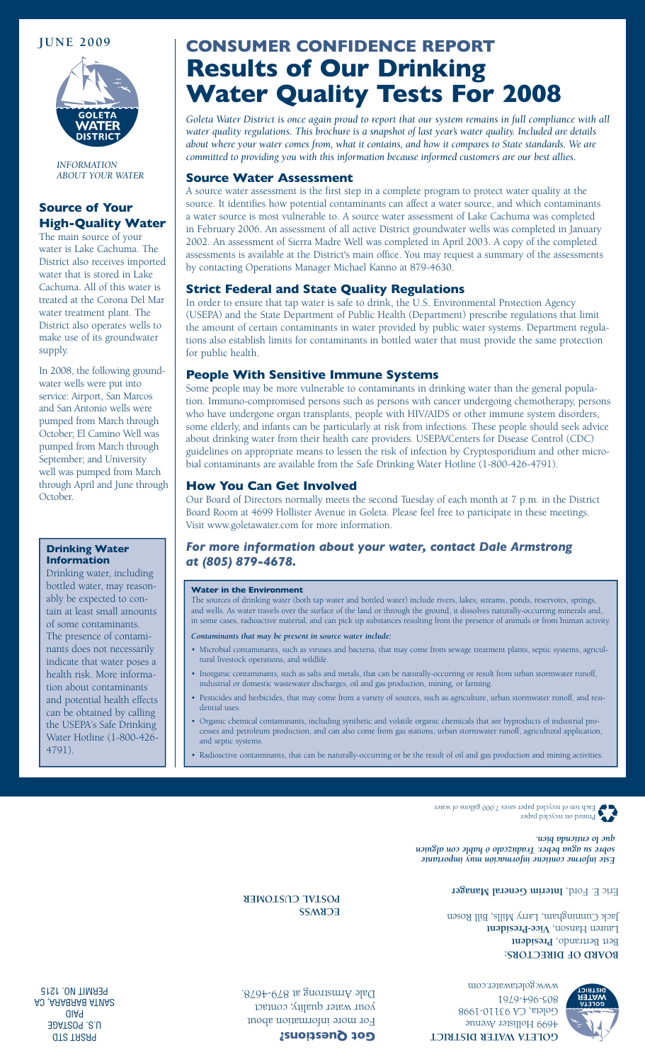**JUNE 2009**

GOLETA WATER DISTRICT

*INFORMATION ABOUT YOUR WATER*

## Source of Your High-Quality Water

The main source of your water is Lake Cachuma. The District also receives imported water that is stored in Lake Cachuma. All of this water is treated at the Corona Del Mar water treatment plant. The District also operates wells to make use of its groundwater supply.

In 2008, the following groundwater wells were put into service: Airport, San Marcos and San Antonio wells were pumped from March through October; El Camino Well was pumped from March through September; and University well was pumped from March through April and June through October.

### Drinking Water Information

Drinking water, including bottled water, may reasonably be expected to contain at least small amounts of some contaminants. The presence of contaminants does not necessarily indicate that water poses a health risk. More information about contaminants and potential health effects can be obtained by calling the USEPA's Safe Drinking Water Hotline (1-800-426-4791).

# CONSUMER CONFIDENCE REPORT
# Results of Our Drinking Water Quality Tests For 2008

*Goleta Water District is once again proud to report that our system remains in full compliance with all water quality regulations. This brochure is a snapshot of last year's water quality. Included are details about where your water comes from, what it contains, and how it compares to State standards. We are committed to providing you with this information because informed customers are our best allies.*

## Source Water Assessment

A source water assessment is the first step in a complete program to protect water quality at the source. It identifies how potential contaminants can affect a water source, and which contaminants a water source is most vulnerable to. A source water assessment of Lake Cachuma was completed in February 2006. An assessment of all active District groundwater wells was completed in January 2002. An assessment of Sierra Madre Well was completed in April 2003. A copy of the completed assessments is available at the District's main office. You may request a summary of the assessments by contacting Operations Manager Michael Kanno at 879-4630.

## Strict Federal and State Quality Regulations

In order to ensure that tap water is safe to drink, the U.S. Environmental Protection Agency (USEPA) and the State Department of Public Health (Department) prescribe regulations that limit the amount of certain contaminants in water provided by public water systems. Department regulations also establish limits for contaminants in bottled water that must provide the same protection for public health.

## People With Sensitive Immune Systems

Some people may be more vulnerable to contaminants in drinking water than the general population. Immuno-compromised persons such as persons with cancer undergoing chemotherapy, persons who have undergone organ transplants, people with HIV/AIDS or other immune system disorders, some elderly, and infants can be particularly at risk from infections. These people should seek advice about drinking water from their health care providers. USEPA/Centers for Disease Control (CDC) guidelines on appropriate means to lessen the risk of infection by Cryptosporidium and other microbial contaminants are available from the Safe Drinking Water Hotline (1-800-426-4791).

## How You Can Get Involved

Our Board of Directors normally meets the second Tuesday of each month at 7 p.m. in the District Board Room at 4699 Hollister Avenue in Goleta. Please feel free to participate in these meetings. Visit www.goletawater.com for more information.

### *For more information about your water, contact Dale Armstrong at (805) 879-4678.*

#### Water in the Environment

The sources of drinking water (both tap water and bottled water) include rivers, lakes, streams, ponds, reservoirs, springs, and wells. As water travels over the surface of the land or through the ground, it dissolves naturally-occurring minerals and, in some cases, radioactive material, and can pick up substances resulting from the presence of animals or from human activity.

***Contaminants that may be present in source water include:***

- Microbial contaminants, such as viruses and bacteria, that may come from sewage treatment plants, septic systems, agricultural livestock operations, and wildlife.
- Inorganic contaminants, such as salts and metals, that can be naturally-occurring or result from urban stormwater runoff, industrial or domestic wastewater discharges, oil and gas production, mining, or farming.
- Pesticides and herbicides, that may come from a variety of sources, such as agriculture, urban stormwater runoff, and residential uses.
- Organic chemical contaminants, including synthetic and volatile organic chemicals that are byproducts of industrial processes and petroleum production, and can also come from gas stations, urban stormwater runoff, agricultural application, and septic systems.
- Radioactive contaminants, that can be naturally-occurring or be the result of oil and gas production and mining activities.

---

**GOLETA WATER DISTRICT**
4699 Hollister Avenue
Goleta, CA 93110-1998
805-964-6761
www.goletawater.com

**BOARD OF DIRECTORS:**
Bert Bertrando, **President**
Lauren Hanson, **Vice-President**
Jack Cunningham, Larry Mills, Bill Rosen

Eric E. Ford, **Interim General Manager**

***Este informe contiene información muy importante sobre su agua beber. Tradúzcalo ó hable con alguien que lo entienda bien.***

Printed on recycled paper.
Each ton of recycled paper saves 7,000 gallons of water.

**Got Questions?**
For more information about your water quality, contact Dale Armstrong at 879-4678.

**ECRWSS**
**POSTAL CUSTOMER**

PRSRT STD
U.S. POSTAGE
PAID
SANTA BARBARA, CA
PERMIT NO. 1215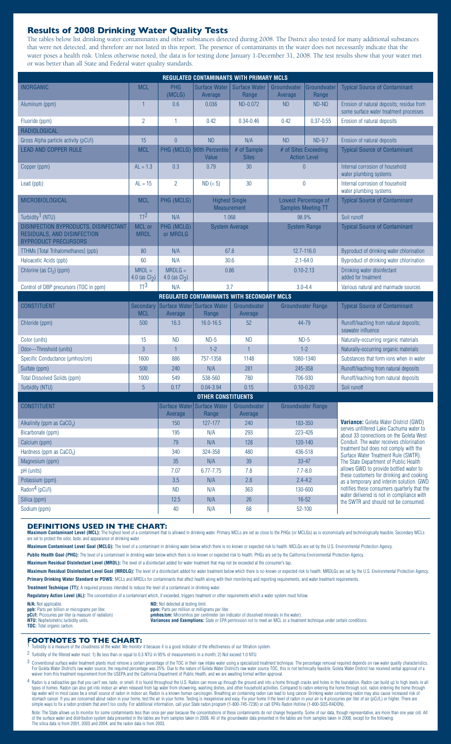# Results of 2008 Drinking Water Quality Tests

The tables below list drinking water contaminants and other substances detected during 2008. The District also tested for many additional substances that were not detected, and therefore are not listed in this report. The presence of contaminants in the water does not necessarily indicate that the water poses a health risk. Unless otherwise noted, the data is for testing done January 1-December 31, 2008. The test results show that your water met or was better than all State and Federal water quality standards.

| REGULATED CONTAMINANTS WITH PRIMARY MCLS | | | | | | | |
|---|---|---|---|---|---|---|---|
| **INORGANIC** | **MCL** | **PHG (MCLG)** | **Surface Water Average** | **Surface Water Range** | **Groundwater Average** | **Groundwater Range** | **Typical Source of Contaminant** |
| Aluminum (ppm) | 1 | 0.6 | 0.036 | ND-0.072 | ND | ND-ND | Erosion of natural deposits; residue from some surface water treatment processes |
| Fluoride (ppm) | 2 | 1 | 0.42 | 0.34-0.46 | 0.42 | 0.37-0.55 | Erosion of natural deposits |
| **RADIOLOGICAL** | | | | | | | |
| Gross Alpha particle activity (pCi/l) | 15 | 0 | ND | N/A | ND | ND-9.7 | Erosion of natural deposits |
| **LEAD AND COPPER RULE** | **MCL** | **PHG (MCLG)** | **90th Percentile Value** | **# of Sample Sites** | **# of Sites Exceeding Action Level** | | **Typical Source of Contaminant** |
| Copper (ppm) | AL = 1.3 | 0.3 | 0.79 | 30 | 0 | | Internal corrosion of household water plumbing systems |
| Lead (ppb) | AL = 15 | 2 | ND (< 5) | 30 | 0 | | Internal corrosion of household water plumbing systems |
| **MICROBIOLOGICAL** | **MCL** | **PHG (MCLG)** | **Highest Single Measurement** | | **Lowest Percentage of Samples Meeting TT** | | **Typical Source of Contaminant** |
| Turbidity[1] (NTU) | TT[2] | N/A | 1.068 | | 98.9% | | Soil runoff |
| **DISINFECTION BYPRODUCTS, DISINFECTANT RESIDUALS, AND DISINFECTION BYPRODUCT PRECURSORS** | **MCL or MRDL** | **PHG (MCLG) or MRDLG** | **System Average** | | **System Range** | | **Typical Source of Contaminant** |
| TTHMs [Total Trihalomethanes] (ppb) | 80 | N/A | 67.8 | | 12.7-116.0 | | Byproduct of drinking water chlorination |
| Haloacetic Acids (ppb) | 60 | N/A | 30.6 | | 2.1-64.0 | | Byproduct of drinking water chlorination |
| Chlorine (as $Cl_2$) (ppm) | MRDL = 4.0 (as $Cl_2$) | MRDLG = 4.0 (as $Cl_2$) | 0.86 | | 0.10-2.13 | | Drinking water disinfectant added for treatment |
| Control of DBP precursors (TOC in ppm) | TT[3] | N/A | 3.7 | | 3.0-4.4 | | Various natural and manmade sources |

| REGULATED CONTAMINANTS WITH SECONDARY MCLS | | | | | | |
|---|---|---|---|---|---|---|
| **CONSTITUENT** | **Secondary MCL** | **Surface Water Average** | **Surface Water Range** | **Groundwater Average** | **Groundwater Range** | **Typical Source of Contaminant** |
| Chloride (ppm) | 500 | 16.3 | 16.0-16.5 | 52 | 44-79 | Runoff/leaching from natural deposits; seawater influence |
| Color (units) | 15 | ND | ND-5 | ND | ND-5 | Naturally-occurring organic materials |
| Odor---Threshold (units) | 3 | 1 | 1-2 | 1 | 1-2 | Naturally-occurring organic materials |
| Specific Conductance (µmhos/cm) | 1600 | 886 | 757-1358 | 1148 | 1080-1340 | Substances that form ions when in water |
| Sulfate (ppm) | 500 | 240 | N/A | 281 | 245-358 | Runoff/leaching from natural deposits |
| Total Dissolved Solids (ppm) | 1000 | 549 | 538-560 | 780 | 706-930 | Runoff/leaching from natural deposits |
| Turbidity (NTU) | 5 | 0.17 | 0.04-3.94 | 0.15 | 0.10-0.20 | Soil runoff |

| OTHER CONSTITUENTS | | | | |
|---|---|---|---|---|
| **CONSTITUENT** | **Surface Water Average** | **Surface Water Range** | **Groundwater Average** | **Groundwater Range** |
| Alkalinity (ppm as $CaCO_3$) | 150 | 127-177 | 240 | 183-350 |
| Bicarbonate (ppm) | 195 | N/A | 293 | 223-426 |
| Calcium (ppm) | 79 | N/A | 128 | 120-140 |
| Hardness (ppm as $CaCO_3$) | 340 | 324-358 | 480 | 436-518 |
| Magnesium (ppm) | 35 | N/A | 39 | 33-47 |
| pH (units) | 7.07 | 6.77-7.75 | 7.8 | 7.7-8.0 |
| Potassium (ppm) | 3.5 | N/A | 2.8 | 2.4-4.2 |
| Radon[4] (pCi/l) | ND | N/A | 363 | 130-600 |
| Silica (ppm) | 12.5 | N/A | 26 | 16-52 |
| Sodium (ppm) | 40 | N/A | 68 | 52-100 |

**Variance:** Goleta Water District (GWD) serves unfiltered Lake Cachuma water to about 33 connections on the Goleta West Conduit. The water receives chlorination treatment but does not comply with the Surface Water Treatment Rule (SWTR). The State Department of Public Health allows GWD to provide bottled water to these customers for drinking and cooking as a temporary and interim solution. GWD notifies these consumers quarterly that the water delivered is not in compliance with the SWTR and should not be consumed.

## DEFINITIONS USED IN THE CHART:

**Maximum Contaminant Level (MCL):** The highest level of a contaminant that is allowed in drinking water. Primary MCLs are set as close to the PHGs (or MCLGs) as is economically and technologically feasible. Secondary MCLs are set to protect the odor, taste, and appearance of drinking water.

**Maximum Contaminant Level Goal (MCLG):** The level of a contaminant in drinking water below which there is no known or expected risk to health. MCLGs are set by the U.S. Environmental Protection Agency.

**Public Health Goal (PHG):** The level of a contaminant in drinking water below which there is no known or expected risk to health. PHGs are set by the California Environmental Protection Agency.

**Maximum Residual Disinfectant Level (MRDL):** The level of a disinfectant added for water treatment that may not be exceeded at the consumer's tap.

**Maximum Residual Disinfectant Level Goal (MRDLG):** The level of a disinfectant added for water treatment below which there is no known or expected risk to health. MRDLGs are set by the U.S. Environmental Protection Agency.

**Primary Drinking Water Standard or PDWS:** MCLs and MRDLs for contaminants that affect health along with their monitoring and reporting requirements, and water treatment requirements.

**Treatment Technique (TT):** A required process intended to reduce the level of a contaminant in drinking water.

**Regulatory Action Level (AL):** The concentration of a contaminant which, if exceeded, triggers treatment or other requirements which a water system must follow.

**N/A:** Not applicable.
**ppb:** Parts per billion or micrograms per liter.
**pCi/l:** Picocuries per liter (a measure of radiation)
**NTU:** Nephelometric turbidity units.
**TOC:** Total organic carbon.
**ND:** Not detected at testing limit.
**ppm:** Parts per million or milligrams per liter.
**µmhos/cm:** Micromhos per centimeter (an indicator of dissolved minerals in the water).
**Variances and Exemptions:** State or EPA permission not to meet an MCL or a treatment technique under certain conditions.

## FOOTNOTES TO THE CHART:

1. Turbidity is a measure of the cloudiness of the water. We monitor it because it is a good indicator of the effectiveness of our filtration system.
2. Turbidity of the filtered water must: 1) Be less than or equal to 0.3 NTU in 95% of measurements in a month; 2) Not exceed 1.0 NTU.
3. Conventional surface water treatment plants must remove a certain percentage of the TOC in their raw intake water using a specialized treatment technique. The percentage removal required depends on raw water quality characteristics. For Goleta Water District's raw water source, the required percentage was 25%. Due to the nature of Goleta Water District's raw water source TOC, this is not technically feasible. Goleta Water District has received verbal approval of a waiver from this treatment requirement from the USEPA and the California Department of Public Health, and we are awaiting formal written approval.
4. Radon is a radioactive gas that you can't see, taste, or smell. It is found throughout the U.S. Radon can move up through the ground and into a home through cracks and holes in the foundation. Radon can build up to high levels in all types of homes. Radon can also get into indoor air when released from tap water from showering, washing dishes, and other household activities. Compared to radon entering the home through soil, radon entering the home through tap water will in most cases be a small source of radon in indoor air. Radon is a known human carcinogen. Breathing air containing radon can lead to lung cancer. Drinking water containing radon may also cause increased risk of stomach cancer. If you are concerned about radon in your home, test the air in your home. Testing is inexpensive and easy. Fix your home if the level of radon in your air is 4 picocuries per liter of air (pCi/L) or higher. There are simple ways to fix a radon problem that aren't too costly. For additional information, call your State radon program (1-800-745-7236) or call EPA's Radon Hotline (1-800-SOS-RADON).

Note: The State allows us to monitor for some contaminants less than once per year because the concentrations of these contaminants do not change frequently. Some of our data, though representative, are more than one year old. All of the surface water and distribution system data presented in the tables are from samples taken in 2008. All of the groundwater data presented in the tables are from samples taken in 2008, except for the following: The silica data is from 2001, 2003 and 2004, and the radon data is from 2003.